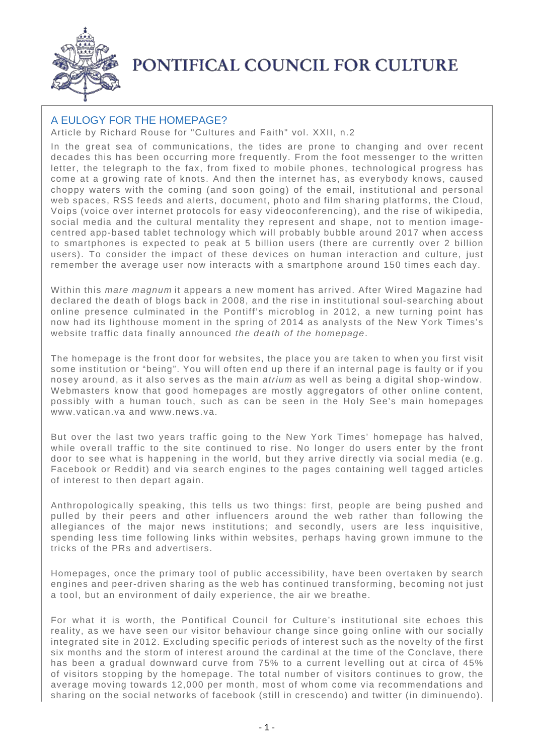# PONTIFICAL COUNCIL FOR CULTURE

## A EULOGY FOR THE HOMEPAGE?

Article by Richard Rouse for "Cultures and Faith" vol. XXII, n.2

In the great sea of communications, the tides are prone to changing and over recent decades this has been occurring more frequently. From the foot messenger to the written letter, the telegraph to the fax, from fixed to mobile phones, technological progress has come at a growing rate of knots. And then the internet has, as everybody knows, caused choppy waters with the coming (and soon going) of the email, institutional and personal web spaces, RSS feeds and alerts, document, photo and film sharing platforms, the Cloud, Voips (voice over internet protocols for easy videoconferencing), and the rise of wikipedia, social media and the cultural mentality they represent and shape, not to mention image-centred app-based tablet technology which will probably bubble around 2017 when access to smartphones is expected to peak at 5 billion users (there are currently over 2 billion users). To consider the impact of these devices on human interaction and culture, just remember the average user now interacts with a smartphone around 150 times each day.

Within this *mare magnum* it appears a new moment has arrived. After Wired Magazine had declared the death of blogs back in 2008, and the rise in institutional soul-searching about online presence culminated in the Pontiff's microblog in 2012, a new turning point has now had its lighthouse moment in the spring of 2014 as analysts of the New York Times's website traffic data finally announced *the death of the homepage*.

The homepage is the front door for websites, the place you are taken to when you first visit some institution or "being". You will often end up there if an internal page is faulty or if you nosey around, as it also serves as the main *atrium* as well as being a digital shop-window. Webmasters know that good homepages are mostly aggregators of other online content, possibly with a human touch, such as can be seen in the Holy See's main homepages www.vatican.va and www.news.va.

But over the last two years traffic going to the New York Times' homepage has halved, while overall traffic to the site continued to rise. No longer do users enter by the front door to see what is happening in the world, but they arrive directly via social media (e.g. Facebook or Reddit) and via search engines to the pages containing well tagged articles of interest to then depart again.

Anthropologically speaking, this tells us two things: first, people are being pushed and pulled by their peers and other influencers around the web rather than following the allegiances of the major news institutions; and secondly, users are less inquisitive, spending less time following links within websites, perhaps having grown immune to the tricks of the PRs and advertisers.

Homepages, once the primary tool of public accessibility, have been overtaken by search engines and peer-driven sharing as the web has continued transforming, becoming not just a tool, but an environment of daily experience, the air we breathe.

For what it is worth, the Pontifical Council for Culture's institutional site echoes this reality, as we have seen our visitor behaviour change since going online with our socially integrated site in 2012. Excluding specific periods of interest such as the novelty of the first six months and the storm of interest around the cardinal at the time of the Conclave, there has been a gradual downward curve from 75% to a current levelling out at circa of 45% of visitors stopping by the homepage. The total number of visitors continues to grow, the average moving towards 12,000 per month, most of whom come via recommendations and sharing on the social networks of facebook (still in crescendo) and twitter (in diminuendo).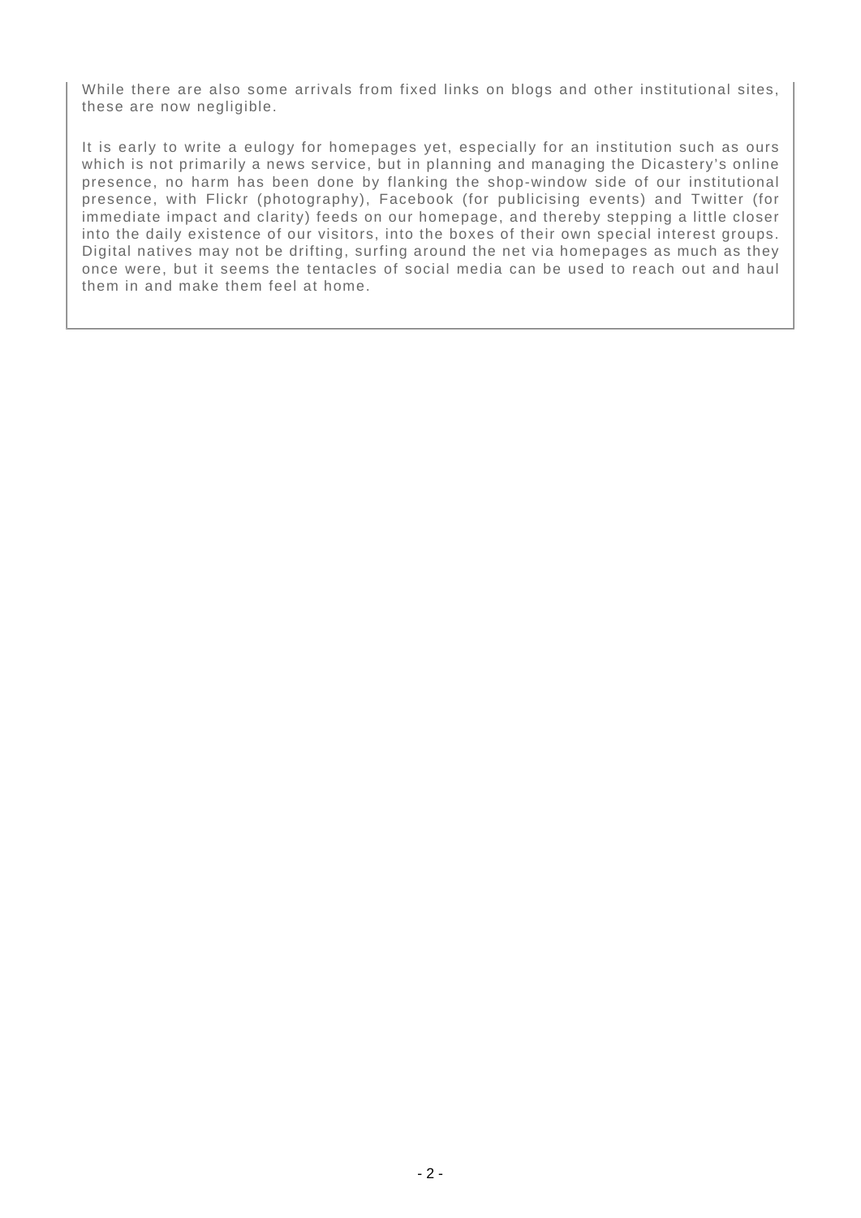While there are also some arrivals from fixed links on blogs and other institutional sites, these are now negligible.

It is early to write a eulogy for homepages yet, especially for an institution such as ours which is not primarily a news service, but in planning and managing the Dicastery's online presence, no harm has been done by flanking the shop-window side of our institutional presence, with Flickr (photography), Facebook (for publicising events) and Twitter (for immediate impact and clarity) feeds on our homepage, and thereby stepping a little closer into the daily existence of our visitors, into the boxes of their own special interest groups. Digital natives may not be drifting, surfing around the net via homepages as much as they once were, but it seems the tentacles of social media can be used to reach out and haul them in and make them feel at home.